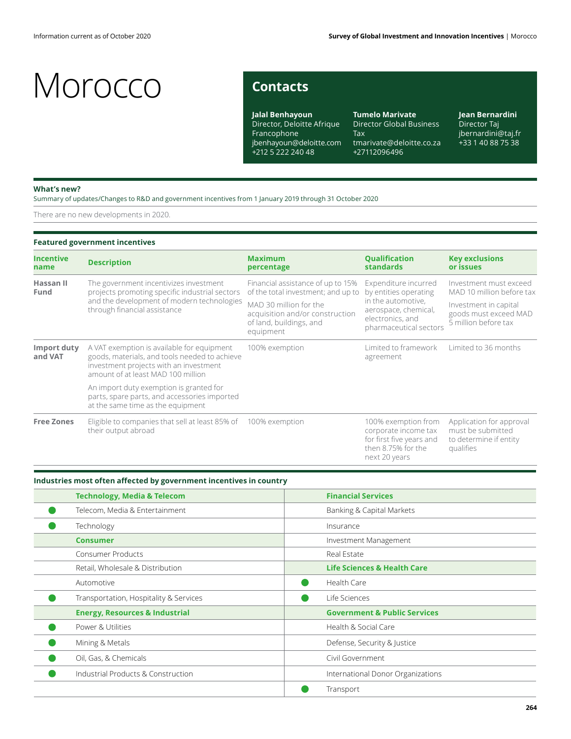Information current as of October 2020

# Morocco

## Contacts

**Jalal Benhayoun**
Director, Deloitte Afrique Francophone
jbenhayoun@deloitte.com
+212 5 222 240 48

**Tumelo Marivate**
Director Global Business Tax
tmarivate@deloitte.co.za
+27112096496

**Jean Bernardini**
Director Taj
jbernardini@taj.fr
+33 1 40 88 75 38

### What's new?

Summary of updates/Changes to R&D and government incentives from 1 January 2019 through 31 October 2020

There are no new developments in 2020.

### Featured government incentives

| Incentive name | Description | Maximum percentage | Qualification standards | Key exclusions or issues |
|---|---|---|---|---|
| **Hassan II Fund** | The government incentivizes investment projects promoting specific industrial sectors and the development of modern technologies through financial assistance | Financial assistance of up to 15% of the total investment; and up to MAD 30 million for the acquisition and/or construction of land, buildings, and equipment | Expenditure incurred by entities operating in the automotive, aerospace, chemical, electronics, and pharmaceutical sectors | Investment must exceed MAD 10 million before tax<br>Investment in capital goods must exceed MAD 5 million before tax |
| **Import duty and VAT** | A VAT exemption is available for equipment goods, materials, and tools needed to achieve investment projects with an investment amount of at least MAD 100 million<br>An import duty exemption is granted for parts, spare parts, and accessories imported at the same time as the equipment | 100% exemption | Limited to framework agreement | Limited to 36 months |
| **Free Zones** | Eligible to companies that sell at least 85% of their output abroad | 100% exemption | 100% exemption from corporate income tax for first five years and then 8.75% for the next 20 years | Application for approval must be submitted to determine if entity qualifies |

### Industries most often affected by government incentives in country

| | | | |
|---|---|---|---|
| | **Technology, Media & Telecom** | | **Financial Services** |
| ● | Telecom, Media & Entertainment | | Banking & Capital Markets |
| ● | Technology | | Insurance |
| | **Consumer** | | Investment Management |
| | Consumer Products | | Real Estate |
| | Retail, Wholesale & Distribution | | **Life Sciences & Health Care** |
| | Automotive | ● | Health Care |
| ● | Transportation, Hospitality & Services | ● | Life Sciences |
| | **Energy, Resources & Industrial** | | **Government & Public Services** |
| ● | Power & Utilities | | Health & Social Care |
| ● | Mining & Metals | | Defense, Security & Justice |
| ● | Oil, Gas, & Chemicals | | Civil Government |
| ● | Industrial Products & Construction | | International Donor Organizations |
| | | ● | Transport |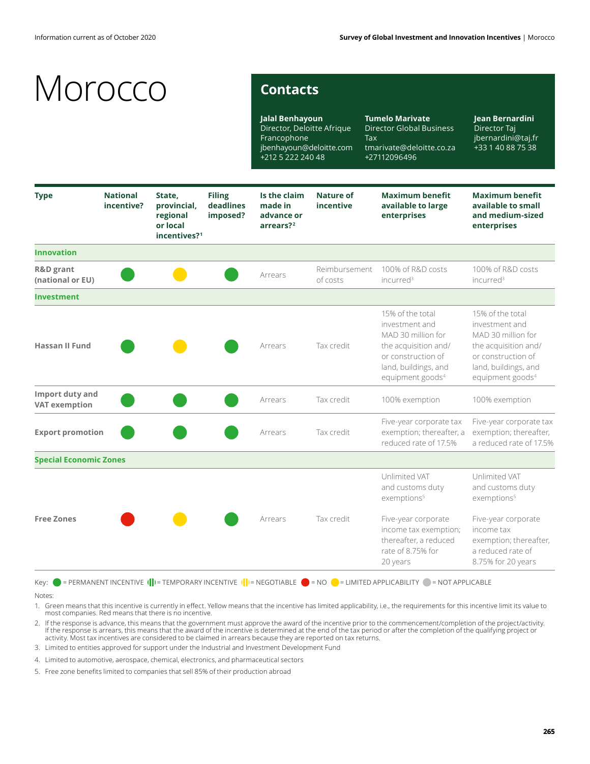# Morocco

## Contacts

**Jalal Benhayoun**
Director, Deloitte Afrique Francophone
jbenhayoun@deloitte.com
+212 5 222 240 48

**Tumelo Marivate**
Director Global Business Tax
tmarivate@deloitte.co.za
+27112096496

**Jean Bernardini**
Director Taj
jbernardini@taj.fr
+33 1 40 88 75 38

| Type | National incentive? | State, provincial, regional or local incentives?[1] | Filing deadlines imposed? | Is the claim made in advance or arrears?[2] | Nature of incentive | Maximum benefit available to large enterprises | Maximum benefit available to small and medium-sized enterprises |
|---|---|---|---|---|---|---|---|
| **Innovation** | | | | | | | |
| **R&D grant (national or EU)** | Permanent incentive | Limited applicability | Permanent incentive | Arrears | Reimbursement of costs | 100% of R&D costs incurred[3] | 100% of R&D costs incurred[3] |
| **Investment** | | | | | | | |
| **Hassan II Fund** | Permanent incentive | Limited applicability | Permanent incentive | Arrears | Tax credit | 15% of the total investment and MAD 30 million for the acquisition and/or construction of land, buildings, and equipment goods[4] | 15% of the total investment and MAD 30 million for the acquisition and/or construction of land, buildings, and equipment goods[4] |
| **Import duty and VAT exemption** | Permanent incentive | Permanent incentive | Permanent incentive | Arrears | Tax credit | 100% exemption | 100% exemption |
| **Export promotion** | Permanent incentive | Permanent incentive | Permanent incentive | Arrears | Tax credit | Five-year corporate tax exemption; thereafter, a reduced rate of 17.5% | Five-year corporate tax exemption; thereafter, a reduced rate of 17.5% |
| **Special Economic Zones** | | | | | | | |
| **Free Zones** | No | Limited applicability | Permanent incentive | Arrears | Tax credit | Unlimited VAT and customs duty exemptions[5]<br>Five-year corporate income tax exemption; thereafter, a reduced rate of 8.75% for 20 years | Unlimited VAT and customs duty exemptions[5]<br>Five-year corporate income tax exemption; thereafter, a reduced rate of 8.75% for 20 years |

Key: = PERMANENT INCENTIVE = TEMPORARY INCENTIVE = NEGOTIABLE = NO = LIMITED APPLICABILITY = NOT APPLICABLE

Notes:

1. Green means that this incentive is currently in effect. Yellow means that the incentive has limited applicability, i.e., the requirements for this incentive limit its value to most companies. Red means that there is no incentive.
2. If the response is advance, this means that the government must approve the award of the incentive prior to the commencement/completion of the project/activity. If the response is arrears, this means that the award of the incentive is determined at the end of the tax period or after the completion of the qualifying project or activity. Most tax incentives are considered to be claimed in arrears because they are reported on tax returns.
3. Limited to entities approved for support under the Industrial and Investment Development Fund
4. Limited to automotive, aerospace, chemical, electronics, and pharmaceutical sectors
5. Free zone benefits limited to companies that sell 85% of their production abroad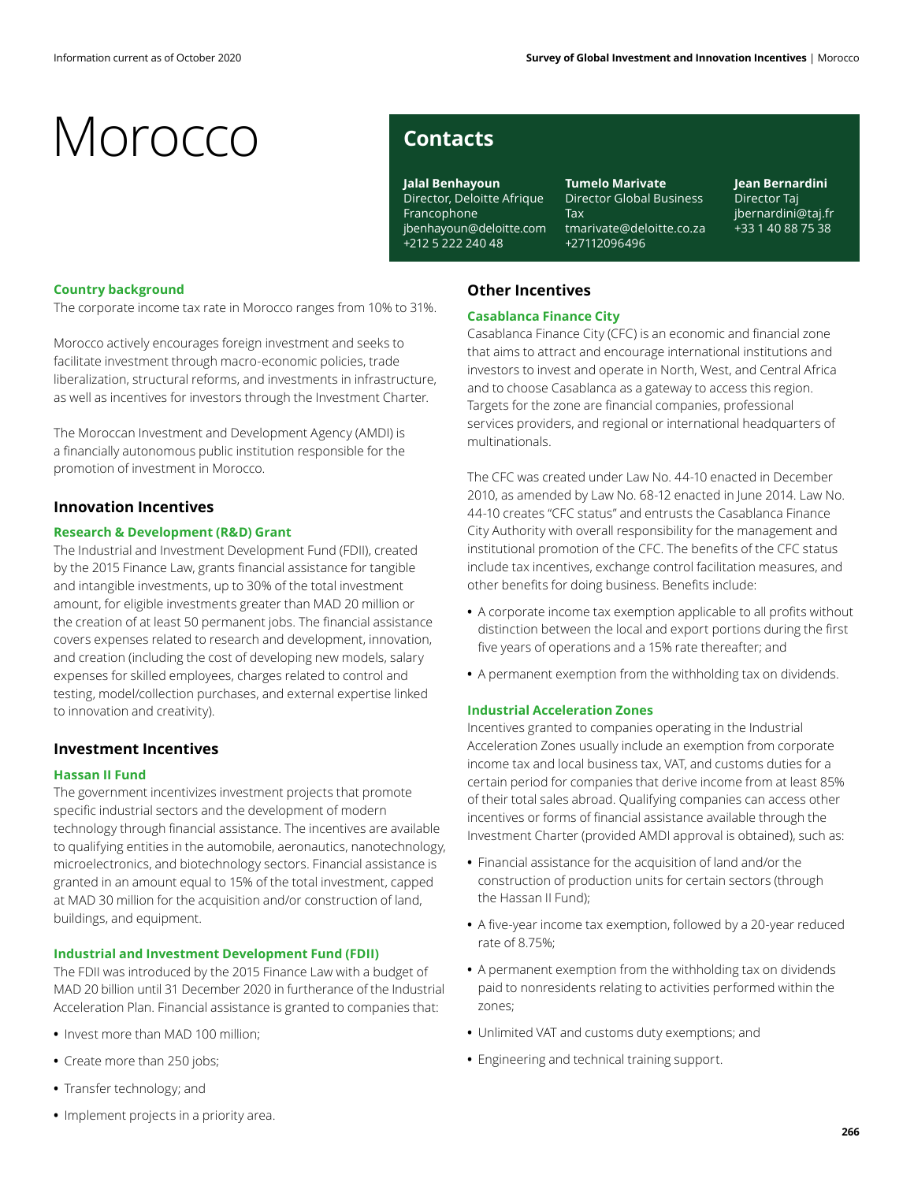# Morocco

## Contacts

**Jalal Benhayoun**
Director, Deloitte Afrique Francophone
jbenhayoun@deloitte.com
+212 5 222 240 48

**Tumelo Marivate**
Director Global Business Tax
tmarivate@deloitte.co.za
+27112096496

**Jean Bernardini**
Director Taj
jbernardini@taj.fr
+33 1 40 88 75 38

### Country background

The corporate income tax rate in Morocco ranges from 10% to 31%.

Morocco actively encourages foreign investment and seeks to facilitate investment through macro-economic policies, trade liberalization, structural reforms, and investments in infrastructure, as well as incentives for investors through the Investment Charter.

The Moroccan Investment and Development Agency (AMDI) is a financially autonomous public institution responsible for the promotion of investment in Morocco.

## Innovation Incentives

### Research & Development (R&D) Grant

The Industrial and Investment Development Fund (FDII), created by the 2015 Finance Law, grants financial assistance for tangible and intangible investments, up to 30% of the total investment amount, for eligible investments greater than MAD 20 million or the creation of at least 50 permanent jobs. The financial assistance covers expenses related to research and development, innovation, and creation (including the cost of developing new models, salary expenses for skilled employees, charges related to control and testing, model/collection purchases, and external expertise linked to innovation and creativity).

## Investment Incentives

### Hassan II Fund

The government incentivizes investment projects that promote specific industrial sectors and the development of modern technology through financial assistance. The incentives are available to qualifying entities in the automobile, aeronautics, nanotechnology, microelectronics, and biotechnology sectors. Financial assistance is granted in an amount equal to 15% of the total investment, capped at MAD 30 million for the acquisition and/or construction of land, buildings, and equipment.

### Industrial and Investment Development Fund (FDII)

The FDII was introduced by the 2015 Finance Law with a budget of MAD 20 billion until 31 December 2020 in furtherance of the Industrial Acceleration Plan. Financial assistance is granted to companies that:

- Invest more than MAD 100 million;
- Create more than 250 jobs;
- Transfer technology; and
- Implement projects in a priority area.

## Other Incentives

### Casablanca Finance City

Casablanca Finance City (CFC) is an economic and financial zone that aims to attract and encourage international institutions and investors to invest and operate in North, West, and Central Africa and to choose Casablanca as a gateway to access this region. Targets for the zone are financial companies, professional services providers, and regional or international headquarters of multinationals.

The CFC was created under Law No. 44-10 enacted in December 2010, as amended by Law No. 68-12 enacted in June 2014. Law No. 44-10 creates "CFC status" and entrusts the Casablanca Finance City Authority with overall responsibility for the management and institutional promotion of the CFC. The benefits of the CFC status include tax incentives, exchange control facilitation measures, and other benefits for doing business. Benefits include:

- A corporate income tax exemption applicable to all profits without distinction between the local and export portions during the first five years of operations and a 15% rate thereafter; and
- A permanent exemption from the withholding tax on dividends.

### Industrial Acceleration Zones

Incentives granted to companies operating in the Industrial Acceleration Zones usually include an exemption from corporate income tax and local business tax, VAT, and customs duties for a certain period for companies that derive income from at least 85% of their total sales abroad. Qualifying companies can access other incentives or forms of financial assistance available through the Investment Charter (provided AMDI approval is obtained), such as:

- Financial assistance for the acquisition of land and/or the construction of production units for certain sectors (through the Hassan II Fund);
- A five-year income tax exemption, followed by a 20-year reduced rate of 8.75%;
- A permanent exemption from the withholding tax on dividends paid to nonresidents relating to activities performed within the zones;
- Unlimited VAT and customs duty exemptions; and
- Engineering and technical training support.